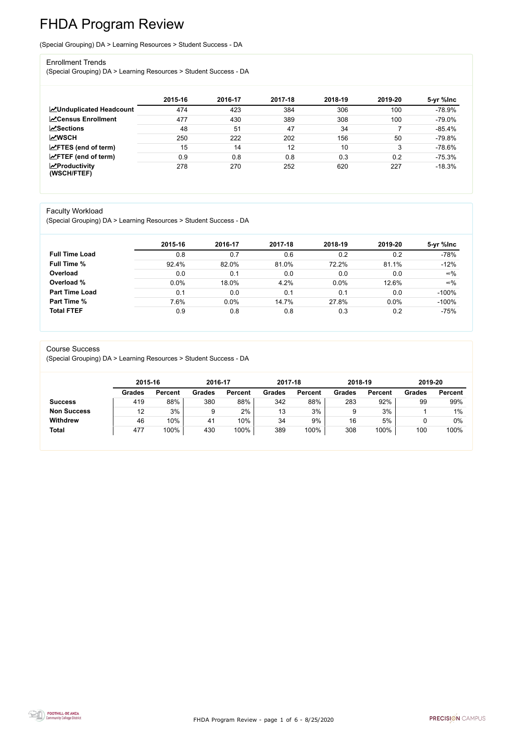# FHDA Program Review

(Special Grouping) DA > Learning Resources > Student Success - DA

## Enrollment Trends

(Special Grouping) DA > Learning Resources > Student Success - DA

| | 2015-16 | 2016-17 | 2017-18 | 2018-19 | 2019-20 | 5-yr %Inc |
|---|---|---|---|---|---|---|
| **Unduplicated Headcount** | 474 | 423 | 384 | 306 | 100 | -78.9% |
| **Census Enrollment** | 477 | 430 | 389 | 308 | 100 | -79.0% |
| **Sections** | 48 | 51 | 47 | 34 | 7 | -85.4% |
| **WSCH** | 250 | 222 | 202 | 156 | 50 | -79.8% |
| **FTES (end of term)** | 15 | 14 | 12 | 10 | 3 | -78.6% |
| **FTEF (end of term)** | 0.9 | 0.8 | 0.8 | 0.3 | 0.2 | -75.3% |
| **Productivity (WSCH/FTEF)** | 278 | 270 | 252 | 620 | 227 | -18.3% |

## Faculty Workload

(Special Grouping) DA > Learning Resources > Student Success - DA

| | 2015-16 | 2016-17 | 2017-18 | 2018-19 | 2019-20 | 5-yr %Inc |
|---|---|---|---|---|---|---|
| **Full Time Load** | 0.8 | 0.7 | 0.6 | 0.2 | 0.2 | -78% |
| **Full Time %** | 92.4% | 82.0% | 81.0% | 72.2% | 81.1% | -12% |
| **Overload** | 0.0 | 0.1 | 0.0 | 0.0 | 0.0 | ∞% |
| **Overload %** | 0.0% | 18.0% | 4.2% | 0.0% | 12.6% | ∞% |
| **Part Time Load** | 0.1 | 0.0 | 0.1 | 0.1 | 0.0 | -100% |
| **Part Time %** | 7.6% | 0.0% | 14.7% | 27.8% | 0.0% | -100% |
| **Total FTEF** | 0.9 | 0.8 | 0.8 | 0.3 | 0.2 | -75% |

## Course Success

(Special Grouping) DA > Learning Resources > Student Success - DA

| | 2015-16 | | 2016-17 | | 2017-18 | | 2018-19 | | 2019-20 | |
|---|---|---|---|---|---|---|---|---|---|---|
| | **Grades** | **Percent** | **Grades** | **Percent** | **Grades** | **Percent** | **Grades** | **Percent** | **Grades** | **Percent** |
| **Success** | 419 | 88% | 380 | 88% | 342 | 88% | 283 | 92% | 99 | 99% |
| **Non Success** | 12 | 3% | 9 | 2% | 13 | 3% | 9 | 3% | 1 | 1% |
| **Withdrew** | 46 | 10% | 41 | 10% | 34 | 9% | 16 | 5% | 0 | 0% |
| **Total** | 477 | 100% | 430 | 100% | 389 | 100% | 308 | 100% | 100 | 100% |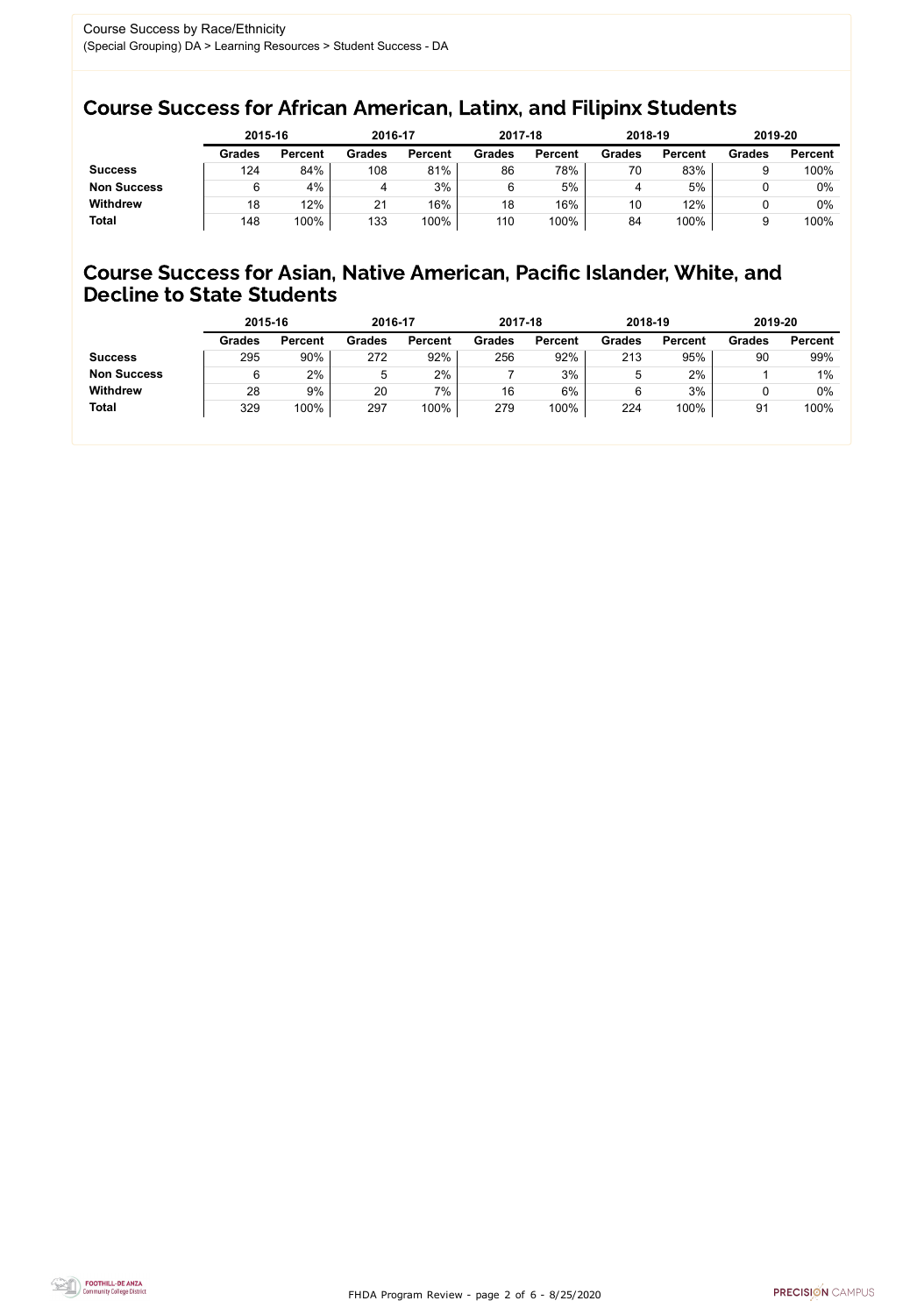Course Success by Race/Ethnicity
(Special Grouping) DA > Learning Resources > Student Success - DA

## Course Success for African American, Latinx, and Filipinx Students

| | 2015-16 | | 2016-17 | | 2017-18 | | 2018-19 | | 2019-20 | |
|---|---|---|---|---|---|---|---|---|---|---|
| | Grades | Percent | Grades | Percent | Grades | Percent | Grades | Percent | Grades | Percent |
| **Success** | 124 | 84% | 108 | 81% | 86 | 78% | 70 | 83% | 9 | 100% |
| **Non Success** | 6 | 4% | 4 | 3% | 6 | 5% | 4 | 5% | 0 | 0% |
| **Withdrew** | 18 | 12% | 21 | 16% | 18 | 16% | 10 | 12% | 0 | 0% |
| **Total** | 148 | 100% | 133 | 100% | 110 | 100% | 84 | 100% | 9 | 100% |

## Course Success for Asian, Native American, Pacific Islander, White, and Decline to State Students

| | 2015-16 | | 2016-17 | | 2017-18 | | 2018-19 | | 2019-20 | |
|---|---|---|---|---|---|---|---|---|---|---|
| | Grades | Percent | Grades | Percent | Grades | Percent | Grades | Percent | Grades | Percent |
| **Success** | 295 | 90% | 272 | 92% | 256 | 92% | 213 | 95% | 90 | 99% |
| **Non Success** | 6 | 2% | 5 | 2% | 7 | 3% | 5 | 2% | 1 | 1% |
| **Withdrew** | 28 | 9% | 20 | 7% | 16 | 6% | 6 | 3% | 0 | 0% |
| **Total** | 329 | 100% | 297 | 100% | 279 | 100% | 224 | 100% | 91 | 100% |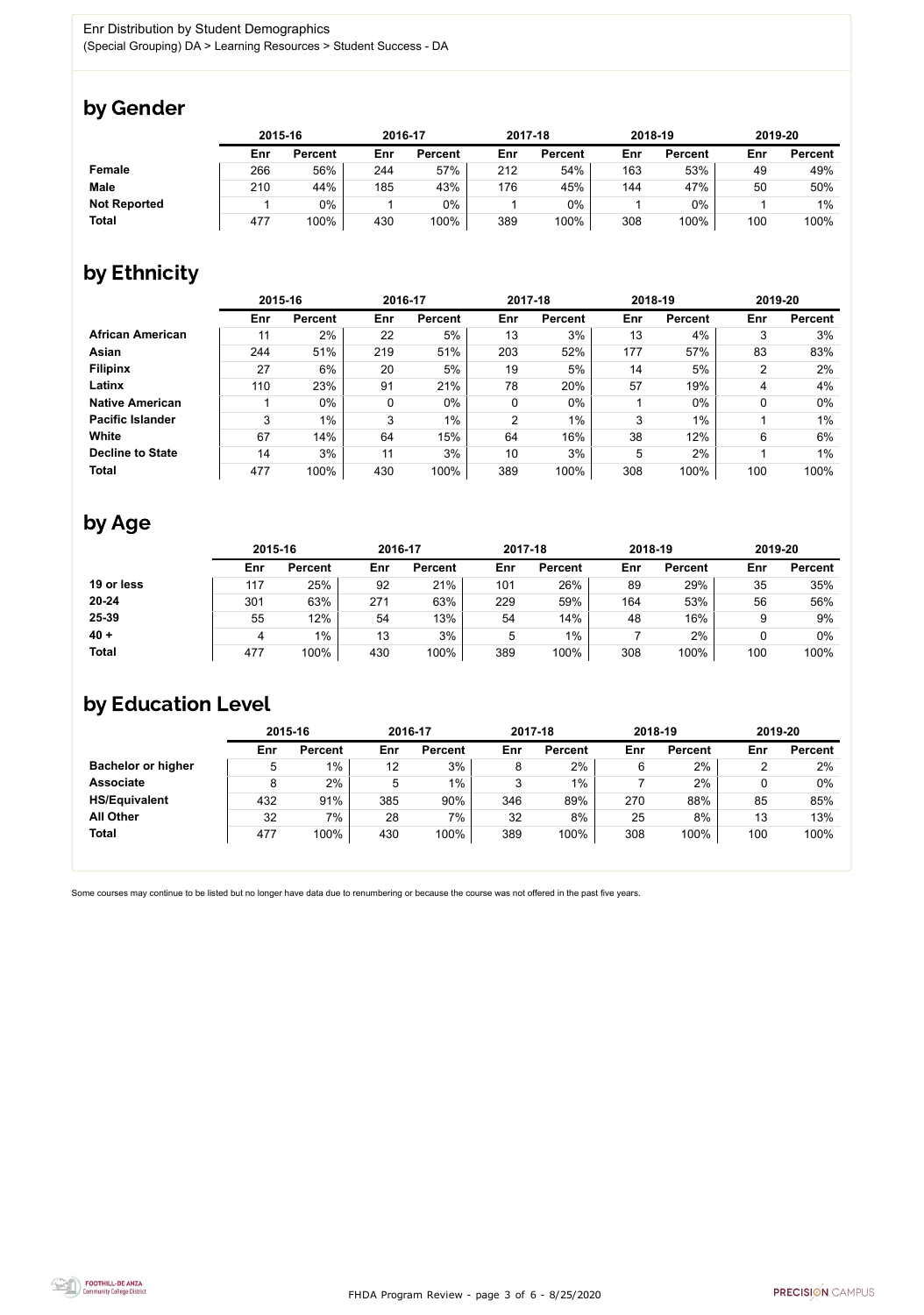Enr Distribution by Student Demographics
(Special Grouping) DA > Learning Resources > Student Success - DA

## by Gender

| | 2015-16 | | 2016-17 | | 2017-18 | | 2018-19 | | 2019-20 | |
|---|---|---|---|---|---|---|---|---|---|---|
| | Enr | Percent | Enr | Percent | Enr | Percent | Enr | Percent | Enr | Percent |
| **Female** | 266 | 56% | 244 | 57% | 212 | 54% | 163 | 53% | 49 | 49% |
| **Male** | 210 | 44% | 185 | 43% | 176 | 45% | 144 | 47% | 50 | 50% |
| **Not Reported** | 1 | 0% | 1 | 0% | 1 | 0% | 1 | 0% | 1 | 1% |
| **Total** | 477 | 100% | 430 | 100% | 389 | 100% | 308 | 100% | 100 | 100% |

## by Ethnicity

| | 2015-16 | | 2016-17 | | 2017-18 | | 2018-19 | | 2019-20 | |
|---|---|---|---|---|---|---|---|---|---|---|
| | Enr | Percent | Enr | Percent | Enr | Percent | Enr | Percent | Enr | Percent |
| **African American** | 11 | 2% | 22 | 5% | 13 | 3% | 13 | 4% | 3 | 3% |
| **Asian** | 244 | 51% | 219 | 51% | 203 | 52% | 177 | 57% | 83 | 83% |
| **Filipinx** | 27 | 6% | 20 | 5% | 19 | 5% | 14 | 5% | 2 | 2% |
| **Latinx** | 110 | 23% | 91 | 21% | 78 | 20% | 57 | 19% | 4 | 4% |
| **Native American** | 1 | 0% | 0 | 0% | 0 | 0% | 1 | 0% | 0 | 0% |
| **Pacific Islander** | 3 | 1% | 3 | 1% | 2 | 1% | 3 | 1% | 1 | 1% |
| **White** | 67 | 14% | 64 | 15% | 64 | 16% | 38 | 12% | 6 | 6% |
| **Decline to State** | 14 | 3% | 11 | 3% | 10 | 3% | 5 | 2% | 1 | 1% |
| **Total** | 477 | 100% | 430 | 100% | 389 | 100% | 308 | 100% | 100 | 100% |

## by Age

| | 2015-16 | | 2016-17 | | 2017-18 | | 2018-19 | | 2019-20 | |
|---|---|---|---|---|---|---|---|---|---|---|
| | Enr | Percent | Enr | Percent | Enr | Percent | Enr | Percent | Enr | Percent |
| **19 or less** | 117 | 25% | 92 | 21% | 101 | 26% | 89 | 29% | 35 | 35% |
| **20-24** | 301 | 63% | 271 | 63% | 229 | 59% | 164 | 53% | 56 | 56% |
| **25-39** | 55 | 12% | 54 | 13% | 54 | 14% | 48 | 16% | 9 | 9% |
| **40 +** | 4 | 1% | 13 | 3% | 5 | 1% | 7 | 2% | 0 | 0% |
| **Total** | 477 | 100% | 430 | 100% | 389 | 100% | 308 | 100% | 100 | 100% |

## by Education Level

| | 2015-16 | | 2016-17 | | 2017-18 | | 2018-19 | | 2019-20 | |
|---|---|---|---|---|---|---|---|---|---|---|
| | Enr | Percent | Enr | Percent | Enr | Percent | Enr | Percent | Enr | Percent |
| **Bachelor or higher** | 5 | 1% | 12 | 3% | 8 | 2% | 6 | 2% | 2 | 2% |
| **Associate** | 8 | 2% | 5 | 1% | 3 | 1% | 7 | 2% | 0 | 0% |
| **HS/Equivalent** | 432 | 91% | 385 | 90% | 346 | 89% | 270 | 88% | 85 | 85% |
| **All Other** | 32 | 7% | 28 | 7% | 32 | 8% | 25 | 8% | 13 | 13% |
| **Total** | 477 | 100% | 430 | 100% | 389 | 100% | 308 | 100% | 100 | 100% |

Some courses may continue to be listed but no longer have data due to renumbering or because the course was not offered in the past five years.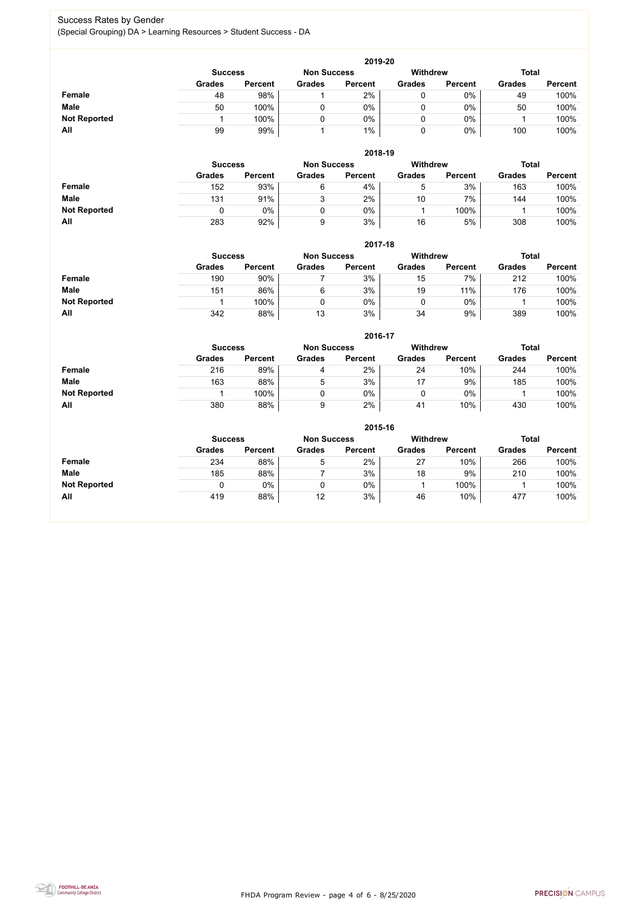## Success Rates by Gender

(Special Grouping) DA > Learning Resources > Student Success - DA

### 2019-20

| | Success | | Non Success | | Withdrew | | Total | |
|---|---|---|---|---|---|---|---|---|
| | Grades | Percent | Grades | Percent | Grades | Percent | Grades | Percent |
| **Female** | 48 | 98% | 1 | 2% | 0 | 0% | 49 | 100% |
| **Male** | 50 | 100% | 0 | 0% | 0 | 0% | 50 | 100% |
| **Not Reported** | 1 | 100% | 0 | 0% | 0 | 0% | 1 | 100% |
| **All** | 99 | 99% | 1 | 1% | 0 | 0% | 100 | 100% |

### 2018-19

| | Success | | Non Success | | Withdrew | | Total | |
|---|---|---|---|---|---|---|---|---|
| | Grades | Percent | Grades | Percent | Grades | Percent | Grades | Percent |
| **Female** | 152 | 93% | 6 | 4% | 5 | 3% | 163 | 100% |
| **Male** | 131 | 91% | 3 | 2% | 10 | 7% | 144 | 100% |
| **Not Reported** | 0 | 0% | 0 | 0% | 1 | 100% | 1 | 100% |
| **All** | 283 | 92% | 9 | 3% | 16 | 5% | 308 | 100% |

### 2017-18

| | Success | | Non Success | | Withdrew | | Total | |
|---|---|---|---|---|---|---|---|---|
| | Grades | Percent | Grades | Percent | Grades | Percent | Grades | Percent |
| **Female** | 190 | 90% | 7 | 3% | 15 | 7% | 212 | 100% |
| **Male** | 151 | 86% | 6 | 3% | 19 | 11% | 176 | 100% |
| **Not Reported** | 1 | 100% | 0 | 0% | 0 | 0% | 1 | 100% |
| **All** | 342 | 88% | 13 | 3% | 34 | 9% | 389 | 100% |

### 2016-17

| | Success | | Non Success | | Withdrew | | Total | |
|---|---|---|---|---|---|---|---|---|
| | Grades | Percent | Grades | Percent | Grades | Percent | Grades | Percent |
| **Female** | 216 | 89% | 4 | 2% | 24 | 10% | 244 | 100% |
| **Male** | 163 | 88% | 5 | 3% | 17 | 9% | 185 | 100% |
| **Not Reported** | 1 | 100% | 0 | 0% | 0 | 0% | 1 | 100% |
| **All** | 380 | 88% | 9 | 2% | 41 | 10% | 430 | 100% |

### 2015-16

| | Success | | Non Success | | Withdrew | | Total | |
|---|---|---|---|---|---|---|---|---|
| | Grades | Percent | Grades | Percent | Grades | Percent | Grades | Percent |
| **Female** | 234 | 88% | 5 | 2% | 27 | 10% | 266 | 100% |
| **Male** | 185 | 88% | 7 | 3% | 18 | 9% | 210 | 100% |
| **Not Reported** | 0 | 0% | 0 | 0% | 1 | 100% | 1 | 100% |
| **All** | 419 | 88% | 12 | 3% | 46 | 10% | 477 | 100% |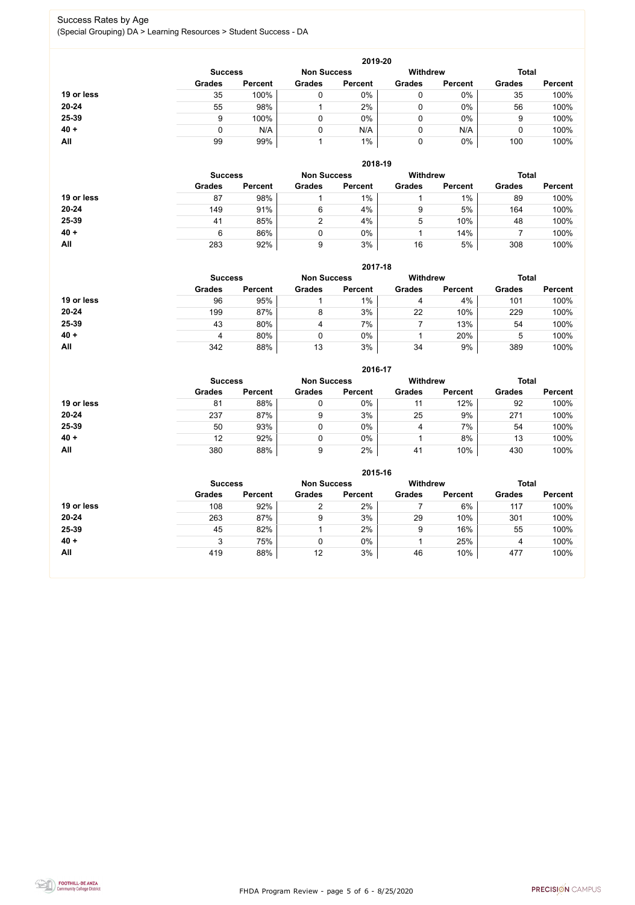Success Rates by Age

(Special Grouping) DA > Learning Resources > Student Success - DA

**2019-20**

| | Success | | Non Success | | Withdrew | | Total | |
|---|---|---|---|---|---|---|---|---|
| | Grades | Percent | Grades | Percent | Grades | Percent | Grades | Percent |
| **19 or less** | 35 | 100% | 0 | 0% | 0 | 0% | 35 | 100% |
| **20-24** | 55 | 98% | 1 | 2% | 0 | 0% | 56 | 100% |
| **25-39** | 9 | 100% | 0 | 0% | 0 | 0% | 9 | 100% |
| **40 +** | 0 | N/A | 0 | N/A | 0 | N/A | 0 | 100% |
| **All** | 99 | 99% | 1 | 1% | 0 | 0% | 100 | 100% |

**2018-19**

| | Success | | Non Success | | Withdrew | | Total | |
|---|---|---|---|---|---|---|---|---|
| | Grades | Percent | Grades | Percent | Grades | Percent | Grades | Percent |
| **19 or less** | 87 | 98% | 1 | 1% | 1 | 1% | 89 | 100% |
| **20-24** | 149 | 91% | 6 | 4% | 9 | 5% | 164 | 100% |
| **25-39** | 41 | 85% | 2 | 4% | 5 | 10% | 48 | 100% |
| **40 +** | 6 | 86% | 0 | 0% | 1 | 14% | 7 | 100% |
| **All** | 283 | 92% | 9 | 3% | 16 | 5% | 308 | 100% |

**2017-18**

| | Success | | Non Success | | Withdrew | | Total | |
|---|---|---|---|---|---|---|---|---|
| | Grades | Percent | Grades | Percent | Grades | Percent | Grades | Percent |
| **19 or less** | 96 | 95% | 1 | 1% | 4 | 4% | 101 | 100% |
| **20-24** | 199 | 87% | 8 | 3% | 22 | 10% | 229 | 100% |
| **25-39** | 43 | 80% | 4 | 7% | 7 | 13% | 54 | 100% |
| **40 +** | 4 | 80% | 0 | 0% | 1 | 20% | 5 | 100% |
| **All** | 342 | 88% | 13 | 3% | 34 | 9% | 389 | 100% |

**2016-17**

| | Success | | Non Success | | Withdrew | | Total | |
|---|---|---|---|---|---|---|---|---|
| | Grades | Percent | Grades | Percent | Grades | Percent | Grades | Percent |
| **19 or less** | 81 | 88% | 0 | 0% | 11 | 12% | 92 | 100% |
| **20-24** | 237 | 87% | 9 | 3% | 25 | 9% | 271 | 100% |
| **25-39** | 50 | 93% | 0 | 0% | 4 | 7% | 54 | 100% |
| **40 +** | 12 | 92% | 0 | 0% | 1 | 8% | 13 | 100% |
| **All** | 380 | 88% | 9 | 2% | 41 | 10% | 430 | 100% |

**2015-16**

| | Success | | Non Success | | Withdrew | | Total | |
|---|---|---|---|---|---|---|---|---|
| | Grades | Percent | Grades | Percent | Grades | Percent | Grades | Percent |
| **19 or less** | 108 | 92% | 2 | 2% | 7 | 6% | 117 | 100% |
| **20-24** | 263 | 87% | 9 | 3% | 29 | 10% | 301 | 100% |
| **25-39** | 45 | 82% | 1 | 2% | 9 | 16% | 55 | 100% |
| **40 +** | 3 | 75% | 0 | 0% | 1 | 25% | 4 | 100% |
| **All** | 419 | 88% | 12 | 3% | 46 | 10% | 477 | 100% |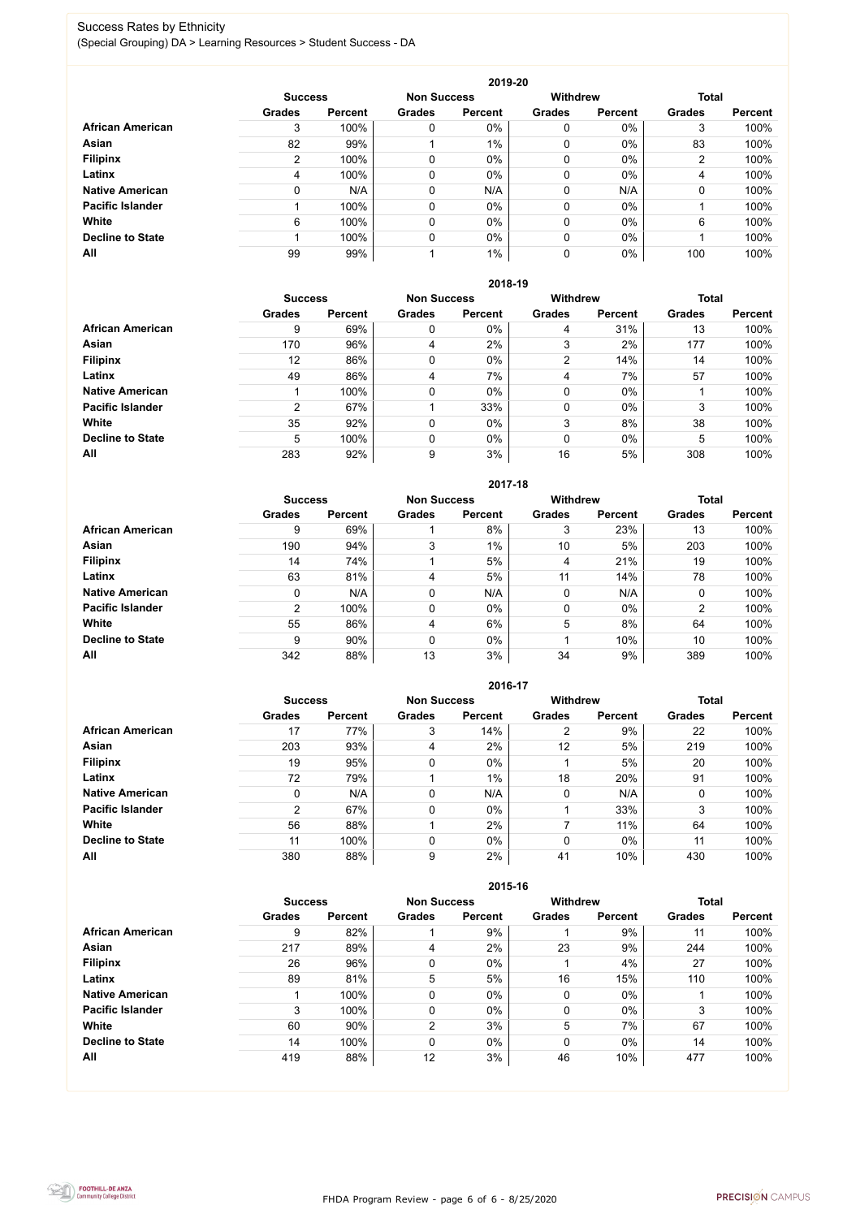# Success Rates by Ethnicity

(Special Grouping) DA > Learning Resources > Student Success - DA

## 2019-20

| | Success | | Non Success | | Withdrew | | Total | |
|---|---|---|---|---|---|---|---|---|
| | Grades | Percent | Grades | Percent | Grades | Percent | Grades | Percent |
| **African American** | 3 | 100% | 0 | 0% | 0 | 0% | 3 | 100% |
| **Asian** | 82 | 99% | 1 | 1% | 0 | 0% | 83 | 100% |
| **Filipinx** | 2 | 100% | 0 | 0% | 0 | 0% | 2 | 100% |
| **Latinx** | 4 | 100% | 0 | 0% | 0 | 0% | 4 | 100% |
| **Native American** | 0 | N/A | 0 | N/A | 0 | N/A | 0 | 100% |
| **Pacific Islander** | 1 | 100% | 0 | 0% | 0 | 0% | 1 | 100% |
| **White** | 6 | 100% | 0 | 0% | 0 | 0% | 6 | 100% |
| **Decline to State** | 1 | 100% | 0 | 0% | 0 | 0% | 1 | 100% |
| **All** | 99 | 99% | 1 | 1% | 0 | 0% | 100 | 100% |

## 2018-19

| | Success | | Non Success | | Withdrew | | Total | |
|---|---|---|---|---|---|---|---|---|
| | Grades | Percent | Grades | Percent | Grades | Percent | Grades | Percent |
| **African American** | 9 | 69% | 0 | 0% | 4 | 31% | 13 | 100% |
| **Asian** | 170 | 96% | 4 | 2% | 3 | 2% | 177 | 100% |
| **Filipinx** | 12 | 86% | 0 | 0% | 2 | 14% | 14 | 100% |
| **Latinx** | 49 | 86% | 4 | 7% | 4 | 7% | 57 | 100% |
| **Native American** | 1 | 100% | 0 | 0% | 0 | 0% | 1 | 100% |
| **Pacific Islander** | 2 | 67% | 1 | 33% | 0 | 0% | 3 | 100% |
| **White** | 35 | 92% | 0 | 0% | 3 | 8% | 38 | 100% |
| **Decline to State** | 5 | 100% | 0 | 0% | 0 | 0% | 5 | 100% |
| **All** | 283 | 92% | 9 | 3% | 16 | 5% | 308 | 100% |

## 2017-18

| | Success | | Non Success | | Withdrew | | Total | |
|---|---|---|---|---|---|---|---|---|
| | Grades | Percent | Grades | Percent | Grades | Percent | Grades | Percent |
| **African American** | 9 | 69% | 1 | 8% | 3 | 23% | 13 | 100% |
| **Asian** | 190 | 94% | 3 | 1% | 10 | 5% | 203 | 100% |
| **Filipinx** | 14 | 74% | 1 | 5% | 4 | 21% | 19 | 100% |
| **Latinx** | 63 | 81% | 4 | 5% | 11 | 14% | 78 | 100% |
| **Native American** | 0 | N/A | 0 | N/A | 0 | N/A | 0 | 100% |
| **Pacific Islander** | 2 | 100% | 0 | 0% | 0 | 0% | 2 | 100% |
| **White** | 55 | 86% | 4 | 6% | 5 | 8% | 64 | 100% |
| **Decline to State** | 9 | 90% | 0 | 0% | 1 | 10% | 10 | 100% |
| **All** | 342 | 88% | 13 | 3% | 34 | 9% | 389 | 100% |

## 2016-17

| | Success | | Non Success | | Withdrew | | Total | |
|---|---|---|---|---|---|---|---|---|
| | Grades | Percent | Grades | Percent | Grades | Percent | Grades | Percent |
| **African American** | 17 | 77% | 3 | 14% | 2 | 9% | 22 | 100% |
| **Asian** | 203 | 93% | 4 | 2% | 12 | 5% | 219 | 100% |
| **Filipinx** | 19 | 95% | 0 | 0% | 1 | 5% | 20 | 100% |
| **Latinx** | 72 | 79% | 1 | 1% | 18 | 20% | 91 | 100% |
| **Native American** | 0 | N/A | 0 | N/A | 0 | N/A | 0 | 100% |
| **Pacific Islander** | 2 | 67% | 0 | 0% | 1 | 33% | 3 | 100% |
| **White** | 56 | 88% | 1 | 2% | 7 | 11% | 64 | 100% |
| **Decline to State** | 11 | 100% | 0 | 0% | 0 | 0% | 11 | 100% |
| **All** | 380 | 88% | 9 | 2% | 41 | 10% | 430 | 100% |

## 2015-16

| | Success | | Non Success | | Withdrew | | Total | |
|---|---|---|---|---|---|---|---|---|
| | Grades | Percent | Grades | Percent | Grades | Percent | Grades | Percent |
| **African American** | 9 | 82% | 1 | 9% | 1 | 9% | 11 | 100% |
| **Asian** | 217 | 89% | 4 | 2% | 23 | 9% | 244 | 100% |
| **Filipinx** | 26 | 96% | 0 | 0% | 1 | 4% | 27 | 100% |
| **Latinx** | 89 | 81% | 5 | 5% | 16 | 15% | 110 | 100% |
| **Native American** | 1 | 100% | 0 | 0% | 0 | 0% | 1 | 100% |
| **Pacific Islander** | 3 | 100% | 0 | 0% | 0 | 0% | 3 | 100% |
| **White** | 60 | 90% | 2 | 3% | 5 | 7% | 67 | 100% |
| **Decline to State** | 14 | 100% | 0 | 0% | 0 | 0% | 14 | 100% |
| **All** | 419 | 88% | 12 | 3% | 46 | 10% | 477 | 100% |